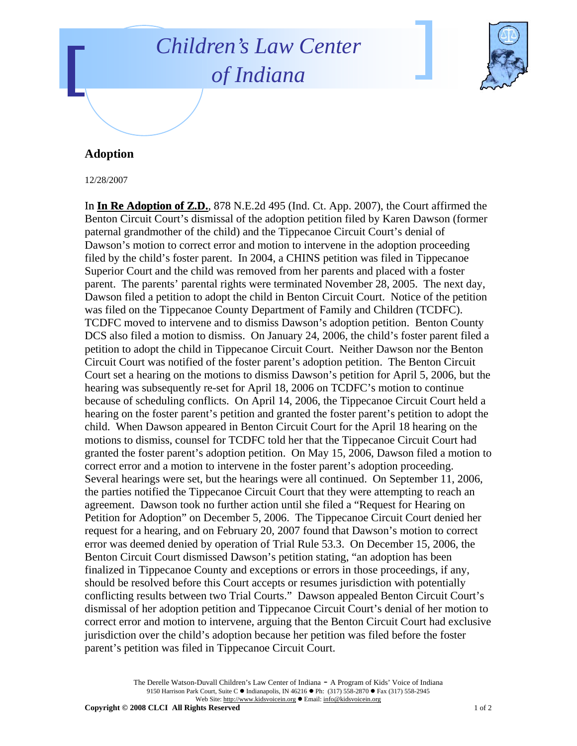# Children's Law Center of Indiana

## Adoption

12/28/2007

In **In Re Adoption of Z.D.**, 878 N.E.2d 495 (Ind. Ct. App. 2007), the Court affirmed the Benton Circuit Court's dismissal of the adoption petition filed by Karen Dawson (former paternal grandmother of the child) and the Tippecanoe Circuit Court's denial of Dawson's motion to correct error and motion to intervene in the adoption proceeding filed by the child's foster parent. In 2004, a CHINS petition was filed in Tippecanoe Superior Court and the child was removed from her parents and placed with a foster parent. The parents' parental rights were terminated November 28, 2005. The next day, Dawson filed a petition to adopt the child in Benton Circuit Court. Notice of the petition was filed on the Tippecanoe County Department of Family and Children (TCDFC). TCDFC moved to intervene and to dismiss Dawson's adoption petition. Benton County DCS also filed a motion to dismiss. On January 24, 2006, the child's foster parent filed a petition to adopt the child in Tippecanoe Circuit Court. Neither Dawson nor the Benton Circuit Court was notified of the foster parent's adoption petition. The Benton Circuit Court set a hearing on the motions to dismiss Dawson's petition for April 5, 2006, but the hearing was subsequently re-set for April 18, 2006 on TCDFC's motion to continue because of scheduling conflicts. On April 14, 2006, the Tippecanoe Circuit Court held a hearing on the foster parent's petition and granted the foster parent's petition to adopt the child. When Dawson appeared in Benton Circuit Court for the April 18 hearing on the motions to dismiss, counsel for TCDFC told her that the Tippecanoe Circuit Court had granted the foster parent's adoption petition. On May 15, 2006, Dawson filed a motion to correct error and a motion to intervene in the foster parent's adoption proceeding. Several hearings were set, but the hearings were all continued. On September 11, 2006, the parties notified the Tippecanoe Circuit Court that they were attempting to reach an agreement. Dawson took no further action until she filed a "Request for Hearing on Petition for Adoption" on December 5, 2006. The Tippecanoe Circuit Court denied her request for a hearing, and on February 20, 2007 found that Dawson's motion to correct error was deemed denied by operation of Trial Rule 53.3. On December 15, 2006, the Benton Circuit Court dismissed Dawson's petition stating, "an adoption has been finalized in Tippecanoe County and exceptions or errors in those proceedings, if any, should be resolved before this Court accepts or resumes jurisdiction with potentially conflicting results between two Trial Courts." Dawson appealed Benton Circuit Court's dismissal of her adoption petition and Tippecanoe Circuit Court's denial of her motion to correct error and motion to intervene, arguing that the Benton Circuit Court had exclusive jurisdiction over the child's adoption because her petition was filed before the foster parent's petition was filed in Tippecanoe Circuit Court.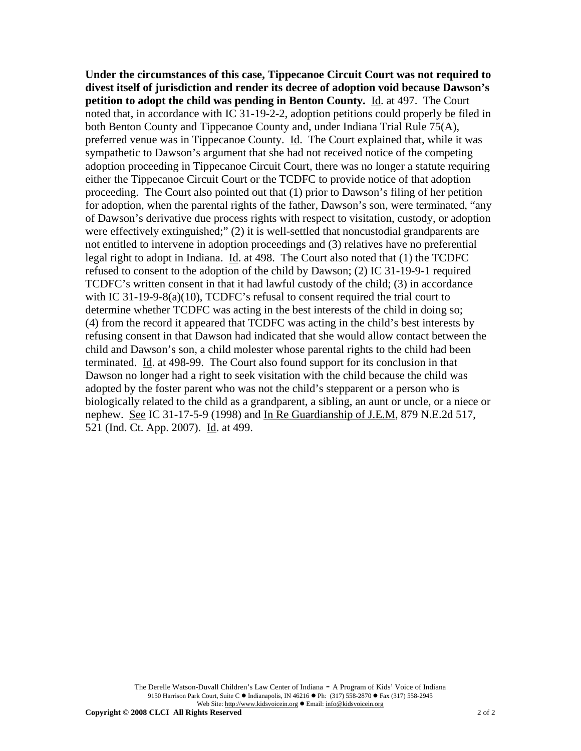**Under the circumstances of this case, Tippecanoe Circuit Court was not required to divest itself of jurisdiction and render its decree of adoption void because Dawson's petition to adopt the child was pending in Benton County.** Id. at 497. The Court noted that, in accordance with IC 31-19-2-2, adoption petitions could properly be filed in both Benton County and Tippecanoe County and, under Indiana Trial Rule 75(A), preferred venue was in Tippecanoe County. Id. The Court explained that, while it was sympathetic to Dawson's argument that she had not received notice of the competing adoption proceeding in Tippecanoe Circuit Court, there was no longer a statute requiring either the Tippecanoe Circuit Court or the TCDFC to provide notice of that adoption proceeding. The Court also pointed out that (1) prior to Dawson's filing of her petition for adoption, when the parental rights of the father, Dawson's son, were terminated, "any of Dawson's derivative due process rights with respect to visitation, custody, or adoption were effectively extinguished;" (2) it is well-settled that noncustodial grandparents are not entitled to intervene in adoption proceedings and (3) relatives have no preferential legal right to adopt in Indiana. Id. at 498. The Court also noted that (1) the TCDFC refused to consent to the adoption of the child by Dawson; (2) IC 31-19-9-1 required TCDFC's written consent in that it had lawful custody of the child; (3) in accordance with IC 31-19-9-8(a)(10), TCDFC's refusal to consent required the trial court to determine whether TCDFC was acting in the best interests of the child in doing so; (4) from the record it appeared that TCDFC was acting in the child's best interests by refusing consent in that Dawson had indicated that she would allow contact between the child and Dawson's son, a child molester whose parental rights to the child had been terminated. Id. at 498-99. The Court also found support for its conclusion in that Dawson no longer had a right to seek visitation with the child because the child was adopted by the foster parent who was not the child's stepparent or a person who is biologically related to the child as a grandparent, a sibling, an aunt or uncle, or a niece or nephew. See IC 31-17-5-9 (1998) and In Re Guardianship of J.E.M, 879 N.E.2d 517, 521 (Ind. Ct. App. 2007). Id. at 499.

The Derelle Watson-Duvall Children's Law Center of Indiana - A Program of Kids' Voice of Indiana
9150 Harrison Park Court, Suite C ● Indianapolis, IN 46216 ● Ph: (317) 558-2870 ● Fax (317) 558-2945
Web Site: http://www.kidsvoicein.org ● Email: info@kidsvoicein.org
**Copyright © 2008 CLCI All Rights Reserved**